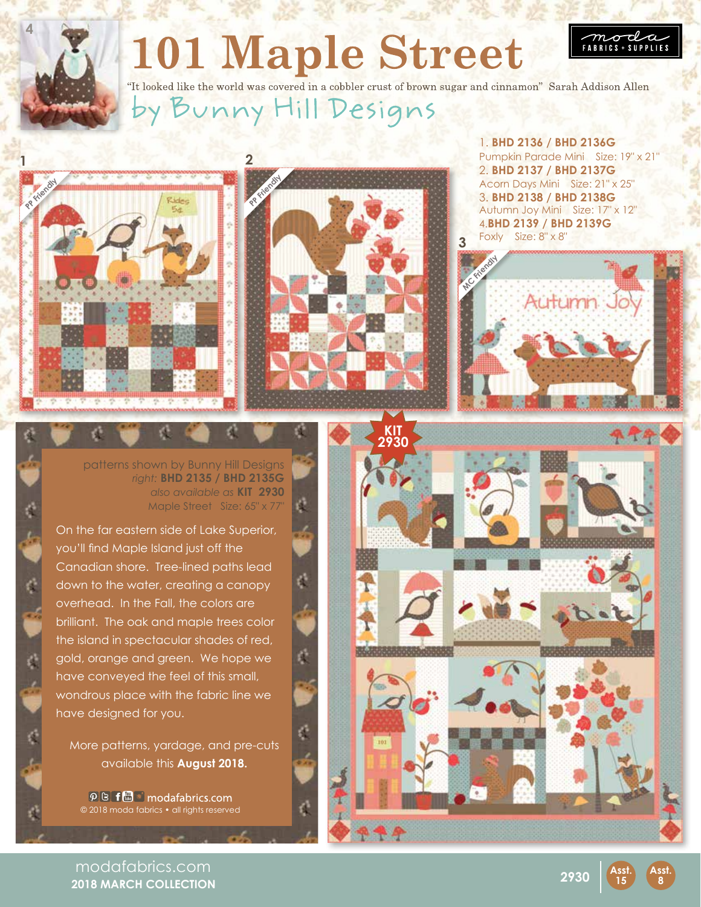# 101 Maple Street

"It looked like the world was covered in a cobbler crust of brown sugar and cinnamon" Sarah Addison Allen

## by Bunny Hill Designs

1. **BHD 2136 / BHD 2136G**
   Pumpkin Parade Mini Size: 19" x 21"
2. **BHD 2137 / BHD 2137G**
   Acorn Days Mini Size: 21" x 25"
3. **BHD 2138 / BHD 2138G**
   Autumn Joy Mini Size: 17" x 12"
4. **BHD 2139 / BHD 2139G**
   Foxly Size: 8" x 8"

patterns shown by Bunny Hill Designs
*right:* **BHD 2135 / BHD 2135G**
*also available as* **KIT 2930**
Maple Street Size: 65" x 77"

On the far eastern side of Lake Superior, you'll find Maple Island just off the Canadian shore. Tree-lined paths lead down to the water, creating a canopy overhead. In the Fall, the colors are brilliant. The oak and maple trees color the island in spectacular shades of red, gold, orange and green. We hope we have conveyed the feel of this small, wondrous place with the fabric line we have designed for you.

More patterns, yardage, and pre-cuts available this **August 2018.**

modafabrics.com
© 2018 moda fabrics • all rights reserved

**KIT 2930**

modafabrics.com
**2018 MARCH COLLECTION**

2930 | Asst. 15 | Asst. 8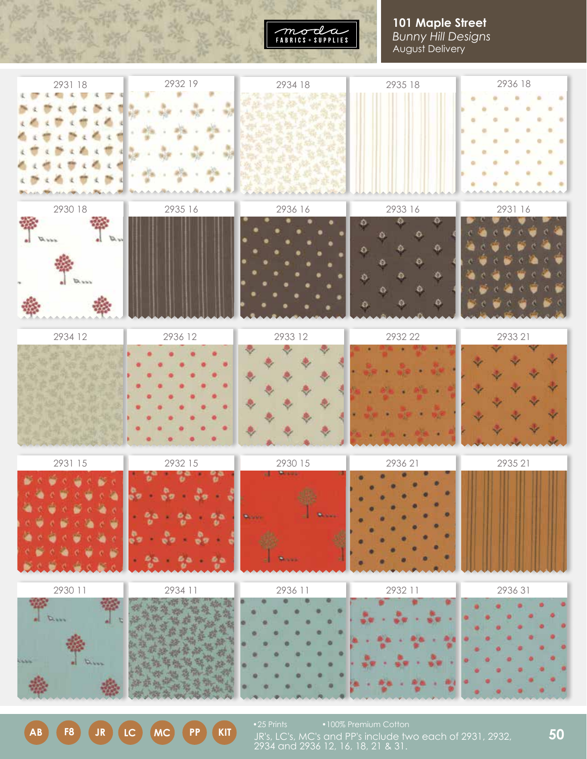moda FABRICS + SUPPLIES

# 101 Maple Street

*Bunny Hill Designs*

August Delivery

2931 18

2932 19

2934 18

2935 18

2936 18

2930 18

2935 16

2936 16

2933 16

2931 16

2934 12

2936 12

2933 12

2932 22

2933 21

2931 15

2932 15

2930 15

2936 21

2935 21

2930 11

2934 11

2936 11

2932 11

2936 31

AB F8 JR LC MC PP KIT

- 25 Prints
- 100% Premium Cotton

JR's, LC's, MC's and PP's include two each of 2931, 2932, 2934 and 2936 12, 16, 18, 21 & 31.